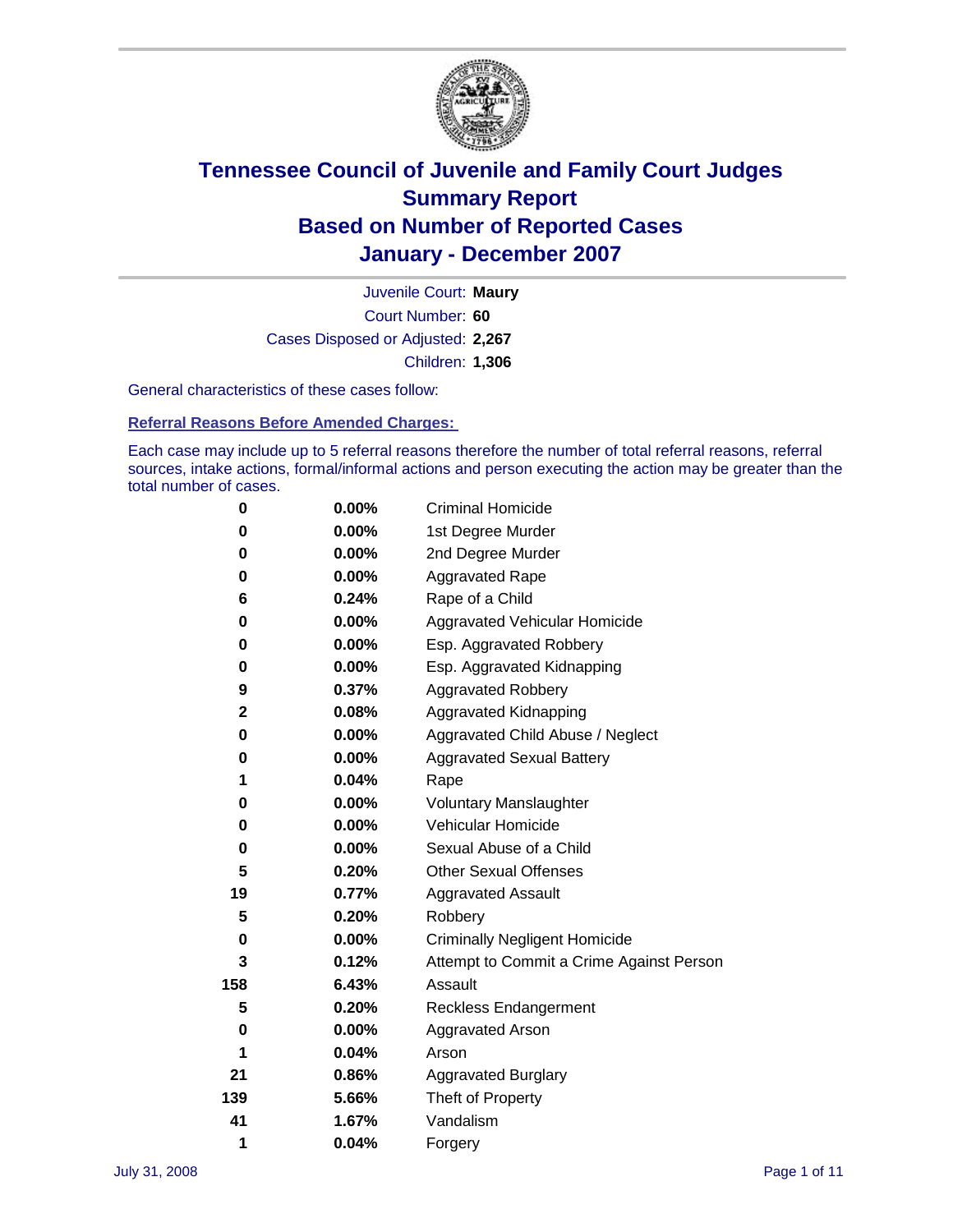# Tennessee Council of Juvenile and Family Court Judges
## Summary Report
## Based on Number of Reported Cases
## January - December 2007

Juvenile Court: **Maury**

Court Number: **60**

Cases Disposed or Adjusted: **2,267**

Children: **1,306**

General characteristics of these cases follow:

### Referral Reasons Before Amended Charges:

Each case may include up to 5 referral reasons therefore the number of total referral reasons, referral sources, intake actions, formal/informal actions and person executing the action may be greater than the total number of cases.

| | | |
|---|---|---|
| 0 | 0.00% | Criminal Homicide |
| 0 | 0.00% | 1st Degree Murder |
| 0 | 0.00% | 2nd Degree Murder |
| 0 | 0.00% | Aggravated Rape |
| 6 | 0.24% | Rape of a Child |
| 0 | 0.00% | Aggravated Vehicular Homicide |
| 0 | 0.00% | Esp. Aggravated Robbery |
| 0 | 0.00% | Esp. Aggravated Kidnapping |
| 9 | 0.37% | Aggravated Robbery |
| 2 | 0.08% | Aggravated Kidnapping |
| 0 | 0.00% | Aggravated Child Abuse / Neglect |
| 0 | 0.00% | Aggravated Sexual Battery |
| 1 | 0.04% | Rape |
| 0 | 0.00% | Voluntary Manslaughter |
| 0 | 0.00% | Vehicular Homicide |
| 0 | 0.00% | Sexual Abuse of a Child |
| 5 | 0.20% | Other Sexual Offenses |
| 19 | 0.77% | Aggravated Assault |
| 5 | 0.20% | Robbery |
| 0 | 0.00% | Criminally Negligent Homicide |
| 3 | 0.12% | Attempt to Commit a Crime Against Person |
| 158 | 6.43% | Assault |
| 5 | 0.20% | Reckless Endangerment |
| 0 | 0.00% | Aggravated Arson |
| 1 | 0.04% | Arson |
| 21 | 0.86% | Aggravated Burglary |
| 139 | 5.66% | Theft of Property |
| 41 | 1.67% | Vandalism |
| 1 | 0.04% | Forgery |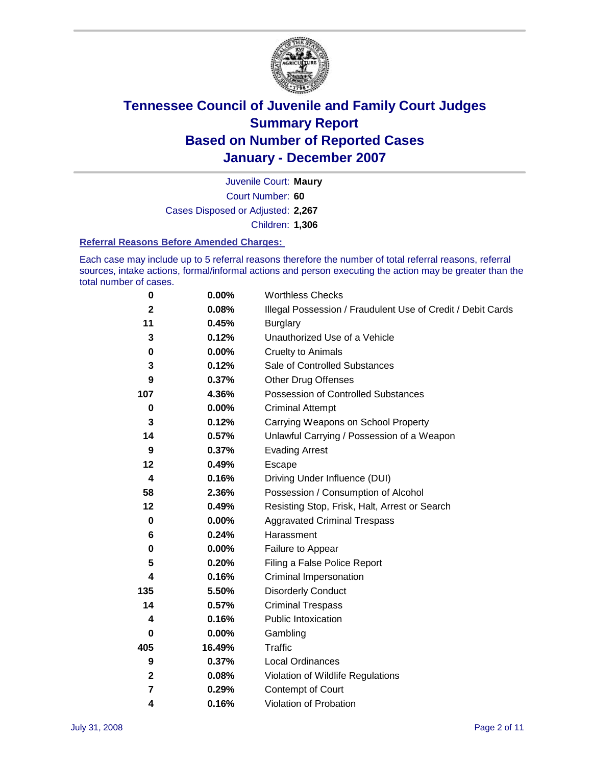# Tennessee Council of Juvenile and Family Court Judges
## Summary Report
## Based on Number of Reported Cases
## January - December 2007

Juvenile Court: **Maury**
Court Number: **60**
Cases Disposed or Adjusted: **2,267**
Children: **1,306**

### Referral Reasons Before Amended Charges:

Each case may include up to 5 referral reasons therefore the number of total referral reasons, referral sources, intake actions, formal/informal actions and person executing the action may be greater than the total number of cases.

| | | |
|---|---|---|
| **0** | **0.00%** | Worthless Checks |
| **2** | **0.08%** | Illegal Possession / Fraudulent Use of Credit / Debit Cards |
| **11** | **0.45%** | Burglary |
| **3** | **0.12%** | Unauthorized Use of a Vehicle |
| **0** | **0.00%** | Cruelty to Animals |
| **3** | **0.12%** | Sale of Controlled Substances |
| **9** | **0.37%** | Other Drug Offenses |
| **107** | **4.36%** | Possession of Controlled Substances |
| **0** | **0.00%** | Criminal Attempt |
| **3** | **0.12%** | Carrying Weapons on School Property |
| **14** | **0.57%** | Unlawful Carrying / Possession of a Weapon |
| **9** | **0.37%** | Evading Arrest |
| **12** | **0.49%** | Escape |
| **4** | **0.16%** | Driving Under Influence (DUI) |
| **58** | **2.36%** | Possession / Consumption of Alcohol |
| **12** | **0.49%** | Resisting Stop, Frisk, Halt, Arrest or Search |
| **0** | **0.00%** | Aggravated Criminal Trespass |
| **6** | **0.24%** | Harassment |
| **0** | **0.00%** | Failure to Appear |
| **5** | **0.20%** | Filing a False Police Report |
| **4** | **0.16%** | Criminal Impersonation |
| **135** | **5.50%** | Disorderly Conduct |
| **14** | **0.57%** | Criminal Trespass |
| **4** | **0.16%** | Public Intoxication |
| **0** | **0.00%** | Gambling |
| **405** | **16.49%** | Traffic |
| **9** | **0.37%** | Local Ordinances |
| **2** | **0.08%** | Violation of Wildlife Regulations |
| **7** | **0.29%** | Contempt of Court |
| **4** | **0.16%** | Violation of Probation |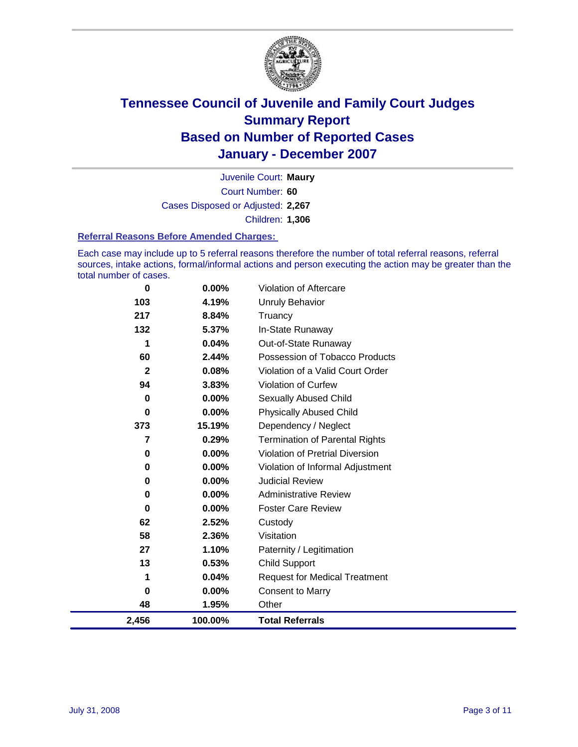# Tennessee Council of Juvenile and Family Court Judges
# Summary Report
# Based on Number of Reported Cases
# January - December 2007

Juvenile Court: **Maury**

Court Number: **60**

Cases Disposed or Adjusted: **2,267**

Children: **1,306**

### Referral Reasons Before Amended Charges:

Each case may include up to 5 referral reasons therefore the number of total referral reasons, referral sources, intake actions, formal/informal actions and person executing the action may be greater than the total number of cases.

| | | |
|---|---|---|
| 0 | 0.00% | Violation of Aftercare |
| 103 | 4.19% | Unruly Behavior |
| 217 | 8.84% | Truancy |
| 132 | 5.37% | In-State Runaway |
| 1 | 0.04% | Out-of-State Runaway |
| 60 | 2.44% | Possession of Tobacco Products |
| 2 | 0.08% | Violation of a Valid Court Order |
| 94 | 3.83% | Violation of Curfew |
| 0 | 0.00% | Sexually Abused Child |
| 0 | 0.00% | Physically Abused Child |
| 373 | 15.19% | Dependency / Neglect |
| 7 | 0.29% | Termination of Parental Rights |
| 0 | 0.00% | Violation of Pretrial Diversion |
| 0 | 0.00% | Violation of Informal Adjustment |
| 0 | 0.00% | Judicial Review |
| 0 | 0.00% | Administrative Review |
| 0 | 0.00% | Foster Care Review |
| 62 | 2.52% | Custody |
| 58 | 2.36% | Visitation |
| 27 | 1.10% | Paternity / Legitimation |
| 13 | 0.53% | Child Support |
| 1 | 0.04% | Request for Medical Treatment |
| 0 | 0.00% | Consent to Marry |
| 48 | 1.95% | Other |
| **2,456** | **100.00%** | **Total Referrals** |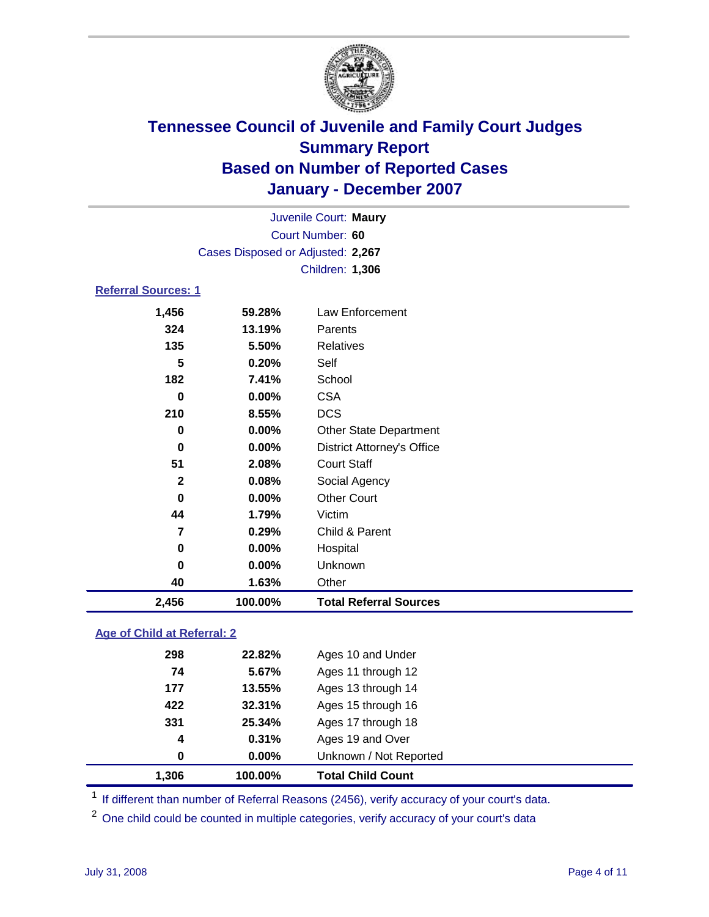# Tennessee Council of Juvenile and Family Court Judges
## Summary Report
## Based on Number of Reported Cases
## January - December 2007

Juvenile Court: **Maury**

Court Number: **60**

Cases Disposed or Adjusted: **2,267**

Children: **1,306**

### Referral Sources: 1

| | | |
|---|---|---|
| 1,456 | 59.28% | Law Enforcement |
| 324 | 13.19% | Parents |
| 135 | 5.50% | Relatives |
| 5 | 0.20% | Self |
| 182 | 7.41% | School |
| 0 | 0.00% | CSA |
| 210 | 8.55% | DCS |
| 0 | 0.00% | Other State Department |
| 0 | 0.00% | District Attorney's Office |
| 51 | 2.08% | Court Staff |
| 2 | 0.08% | Social Agency |
| 0 | 0.00% | Other Court |
| 44 | 1.79% | Victim |
| 7 | 0.29% | Child & Parent |
| 0 | 0.00% | Hospital |
| 0 | 0.00% | Unknown |
| 40 | 1.63% | Other |
| **2,456** | **100.00%** | **Total Referral Sources** |

### Age of Child at Referral: 2

| | | |
|---|---|---|
| 298 | 22.82% | Ages 10 and Under |
| 74 | 5.67% | Ages 11 through 12 |
| 177 | 13.55% | Ages 13 through 14 |
| 422 | 32.31% | Ages 15 through 16 |
| 331 | 25.34% | Ages 17 through 18 |
| 4 | 0.31% | Ages 19 and Over |
| 0 | 0.00% | Unknown / Not Reported |
| **1,306** | **100.00%** | **Total Child Count** |

[1] If different than number of Referral Reasons (2456), verify accuracy of your court's data.

[2] One child could be counted in multiple categories, verify accuracy of your court's data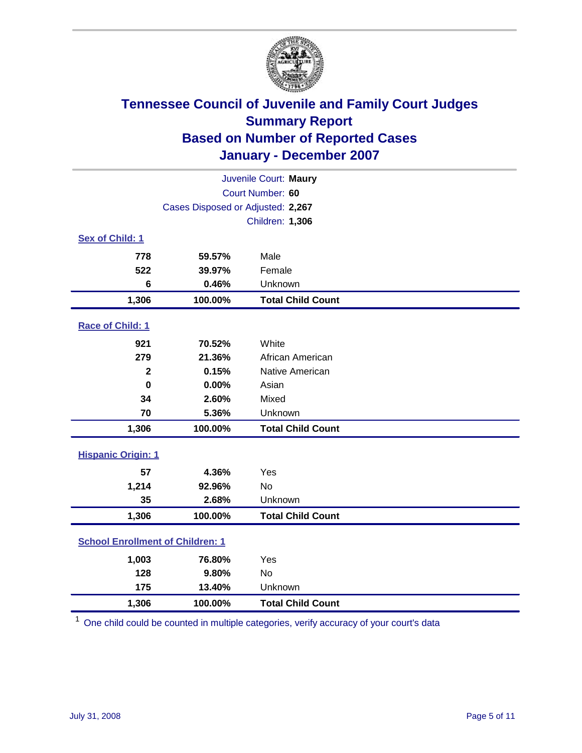# Tennessee Council of Juvenile and Family Court Judges
# Summary Report
# Based on Number of Reported Cases
# January - December 2007

Juvenile Court: **Maury**

Court Number: **60**

Cases Disposed or Adjusted: **2,267**

Children: **1,306**

### Sex of Child: 1

| | | |
|---|---|---|
| 778 | 59.57% | Male |
| 522 | 39.97% | Female |
| 6 | 0.46% | Unknown |
| **1,306** | **100.00%** | **Total Child Count** |

### Race of Child: 1

| | | |
|---|---|---|
| 921 | 70.52% | White |
| 279 | 21.36% | African American |
| 2 | 0.15% | Native American |
| 0 | 0.00% | Asian |
| 34 | 2.60% | Mixed |
| 70 | 5.36% | Unknown |
| **1,306** | **100.00%** | **Total Child Count** |

### Hispanic Origin: 1

| | | |
|---|---|---|
| 57 | 4.36% | Yes |
| 1,214 | 92.96% | No |
| 35 | 2.68% | Unknown |
| **1,306** | **100.00%** | **Total Child Count** |

### School Enrollment of Children: 1

| | | |
|---|---|---|
| 1,003 | 76.80% | Yes |
| 128 | 9.80% | No |
| 175 | 13.40% | Unknown |
| **1,306** | **100.00%** | **Total Child Count** |

[1] One child could be counted in multiple categories, verify accuracy of your court's data

July 31, 2008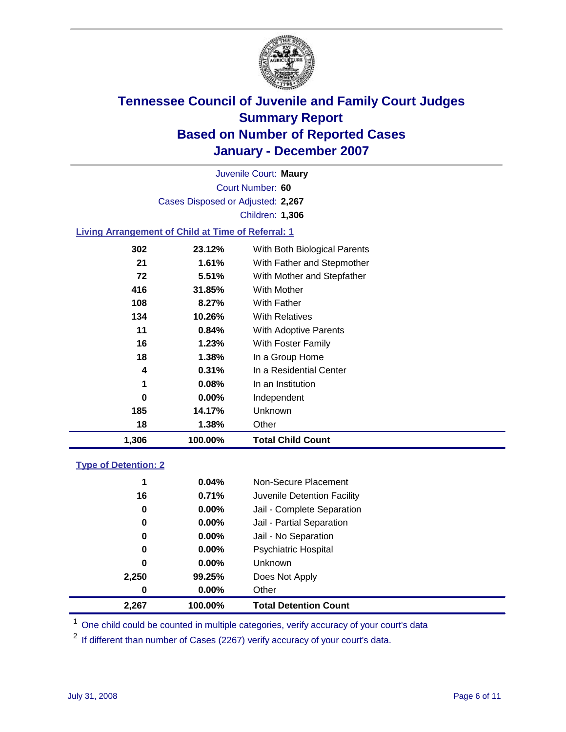# Tennessee Council of Juvenile and Family Court Judges
## Summary Report
## Based on Number of Reported Cases
## January - December 2007

Juvenile Court: **Maury**

Court Number: **60**

Cases Disposed or Adjusted: **2,267**

Children: **1,306**

### Living Arrangement of Child at Time of Referral: 1

| | | |
|---|---|---|
| 302 | 23.12% | With Both Biological Parents |
| 21 | 1.61% | With Father and Stepmother |
| 72 | 5.51% | With Mother and Stepfather |
| 416 | 31.85% | With Mother |
| 108 | 8.27% | With Father |
| 134 | 10.26% | With Relatives |
| 11 | 0.84% | With Adoptive Parents |
| 16 | 1.23% | With Foster Family |
| 18 | 1.38% | In a Group Home |
| 4 | 0.31% | In a Residential Center |
| 1 | 0.08% | In an Institution |
| 0 | 0.00% | Independent |
| 185 | 14.17% | Unknown |
| 18 | 1.38% | Other |
| **1,306** | **100.00%** | **Total Child Count** |

### Type of Detention: 2

| | | |
|---|---|---|
| 1 | 0.04% | Non-Secure Placement |
| 16 | 0.71% | Juvenile Detention Facility |
| 0 | 0.00% | Jail - Complete Separation |
| 0 | 0.00% | Jail - Partial Separation |
| 0 | 0.00% | Jail - No Separation |
| 0 | 0.00% | Psychiatric Hospital |
| 0 | 0.00% | Unknown |
| 2,250 | 99.25% | Does Not Apply |
| 0 | 0.00% | Other |
| **2,267** | **100.00%** | **Total Detention Count** |

[1] One child could be counted in multiple categories, verify accuracy of your court's data

[2] If different than number of Cases (2267) verify accuracy of your court's data.

July 31, 2008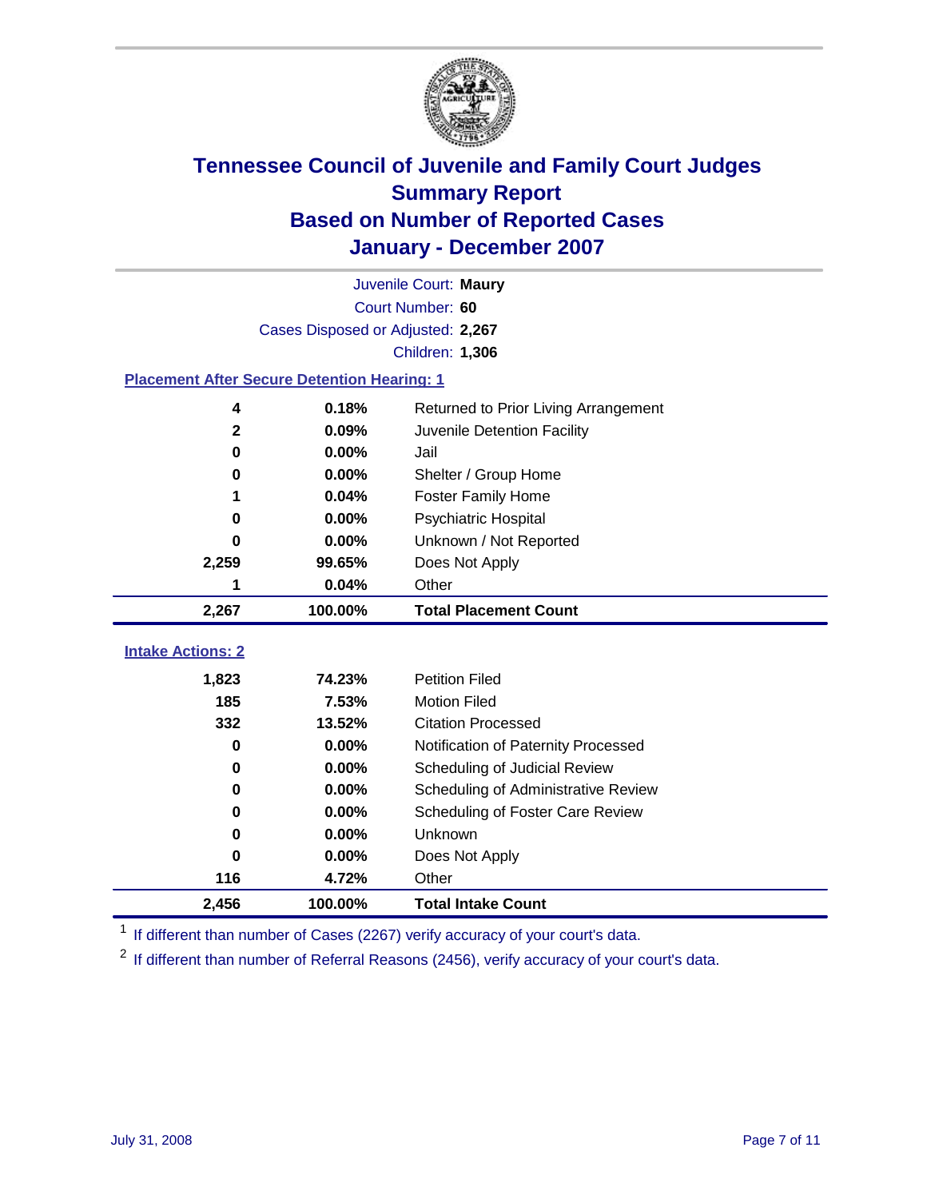# Tennessee Council of Juvenile and Family Court Judges
## Summary Report
## Based on Number of Reported Cases
## January - December 2007

Juvenile Court: **Maury**
Court Number: **60**
Cases Disposed or Adjusted: **2,267**
Children: **1,306**

### Placement After Secure Detention Hearing: 1

| | | |
|---|---|---|
| 4 | 0.18% | Returned to Prior Living Arrangement |
| 2 | 0.09% | Juvenile Detention Facility |
| 0 | 0.00% | Jail |
| 0 | 0.00% | Shelter / Group Home |
| 1 | 0.04% | Foster Family Home |
| 0 | 0.00% | Psychiatric Hospital |
| 0 | 0.00% | Unknown / Not Reported |
| 2,259 | 99.65% | Does Not Apply |
| 1 | 0.04% | Other |
| **2,267** | **100.00%** | **Total Placement Count** |

### Intake Actions: 2

| | | |
|---|---|---|
| 1,823 | 74.23% | Petition Filed |
| 185 | 7.53% | Motion Filed |
| 332 | 13.52% | Citation Processed |
| 0 | 0.00% | Notification of Paternity Processed |
| 0 | 0.00% | Scheduling of Judicial Review |
| 0 | 0.00% | Scheduling of Administrative Review |
| 0 | 0.00% | Scheduling of Foster Care Review |
| 0 | 0.00% | Unknown |
| 0 | 0.00% | Does Not Apply |
| 116 | 4.72% | Other |
| **2,456** | **100.00%** | **Total Intake Count** |

[1] If different than number of Cases (2267) verify accuracy of your court's data.

[2] If different than number of Referral Reasons (2456), verify accuracy of your court's data.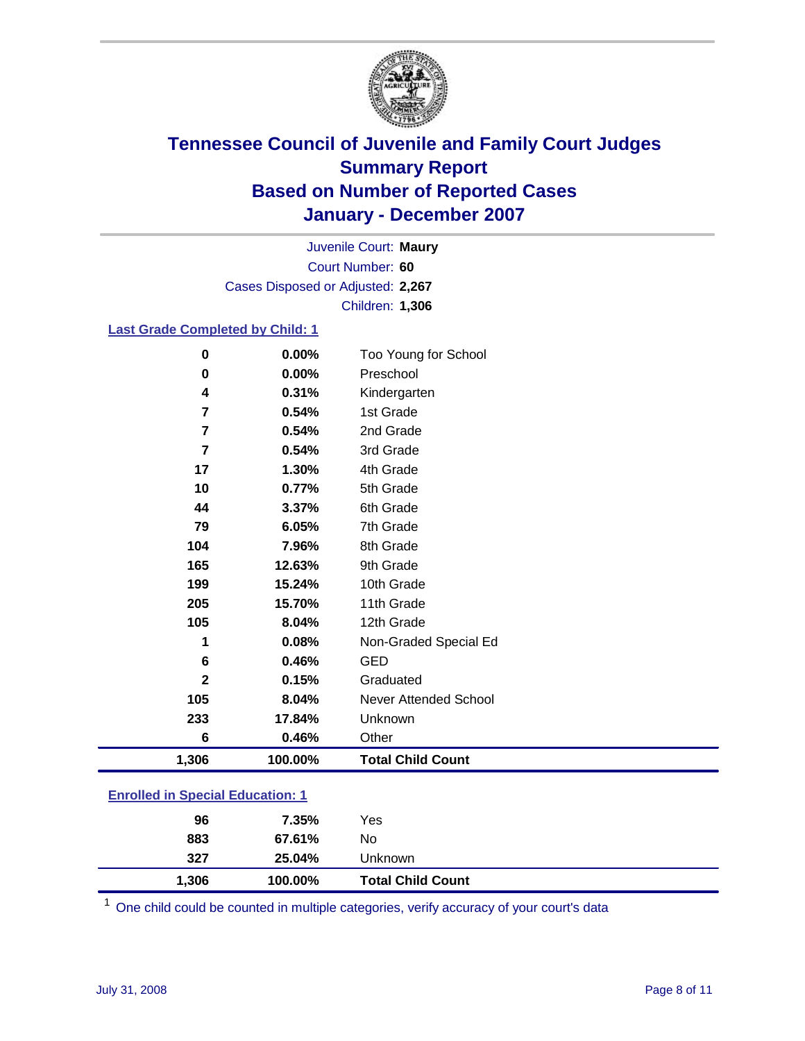# Tennessee Council of Juvenile and Family Court Judges
## Summary Report
## Based on Number of Reported Cases
## January - December 2007

Juvenile Court: **Maury**
Court Number: **60**
Cases Disposed or Adjusted: **2,267**
Children: **1,306**

### Last Grade Completed by Child: 1

| | | |
|---|---|---|
| 0 | 0.00% | Too Young for School |
| 0 | 0.00% | Preschool |
| 4 | 0.31% | Kindergarten |
| 7 | 0.54% | 1st Grade |
| 7 | 0.54% | 2nd Grade |
| 7 | 0.54% | 3rd Grade |
| 17 | 1.30% | 4th Grade |
| 10 | 0.77% | 5th Grade |
| 44 | 3.37% | 6th Grade |
| 79 | 6.05% | 7th Grade |
| 104 | 7.96% | 8th Grade |
| 165 | 12.63% | 9th Grade |
| 199 | 15.24% | 10th Grade |
| 205 | 15.70% | 11th Grade |
| 105 | 8.04% | 12th Grade |
| 1 | 0.08% | Non-Graded Special Ed |
| 6 | 0.46% | GED |
| 2 | 0.15% | Graduated |
| 105 | 8.04% | Never Attended School |
| 233 | 17.84% | Unknown |
| 6 | 0.46% | Other |
| **1,306** | **100.00%** | **Total Child Count** |

### Enrolled in Special Education: 1

| | | |
|---|---|---|
| 96 | 7.35% | Yes |
| 883 | 67.61% | No |
| 327 | 25.04% | Unknown |
| **1,306** | **100.00%** | **Total Child Count** |

[1] One child could be counted in multiple categories, verify accuracy of your court's data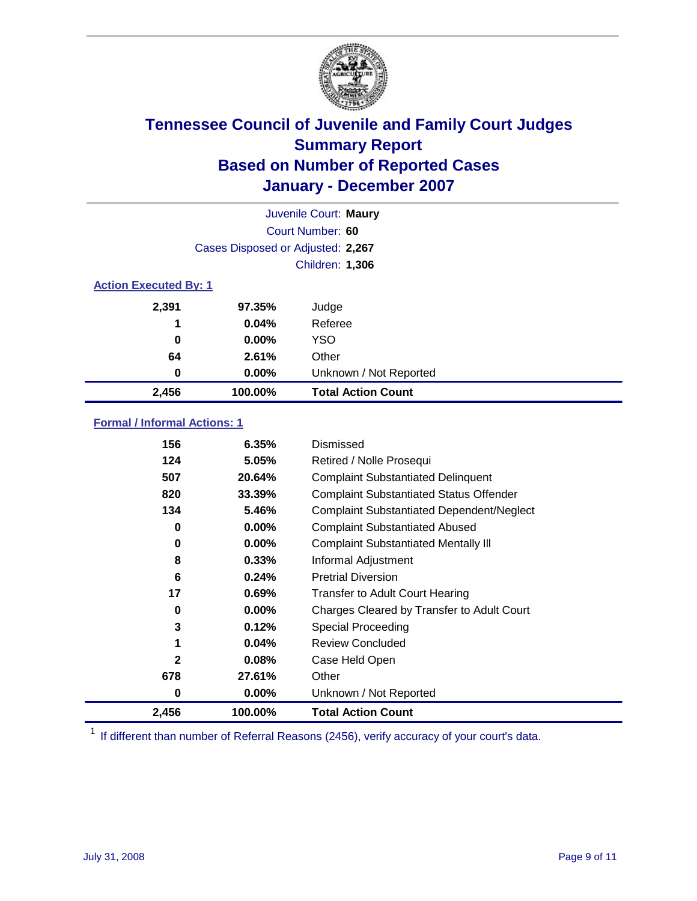# Tennessee Council of Juvenile and Family Court Judges
## Summary Report
## Based on Number of Reported Cases
## January - December 2007

Juvenile Court: **Maury**

Court Number: **60**

Cases Disposed or Adjusted: **2,267**

Children: **1,306**

### Action Executed By: 1

| | | |
|---|---|---|
| 2,391 | 97.35% | Judge |
| 1 | 0.04% | Referee |
| 0 | 0.00% | YSO |
| 64 | 2.61% | Other |
| 0 | 0.00% | Unknown / Not Reported |
| **2,456** | **100.00%** | **Total Action Count** |

### Formal / Informal Actions: 1

| | | |
|---|---|---|
| 156 | 6.35% | Dismissed |
| 124 | 5.05% | Retired / Nolle Prosequi |
| 507 | 20.64% | Complaint Substantiated Delinquent |
| 820 | 33.39% | Complaint Substantiated Status Offender |
| 134 | 5.46% | Complaint Substantiated Dependent/Neglect |
| 0 | 0.00% | Complaint Substantiated Abused |
| 0 | 0.00% | Complaint Substantiated Mentally Ill |
| 8 | 0.33% | Informal Adjustment |
| 6 | 0.24% | Pretrial Diversion |
| 17 | 0.69% | Transfer to Adult Court Hearing |
| 0 | 0.00% | Charges Cleared by Transfer to Adult Court |
| 3 | 0.12% | Special Proceeding |
| 1 | 0.04% | Review Concluded |
| 2 | 0.08% | Case Held Open |
| 678 | 27.61% | Other |
| 0 | 0.00% | Unknown / Not Reported |
| **2,456** | **100.00%** | **Total Action Count** |

[1] If different than number of Referral Reasons (2456), verify accuracy of your court's data.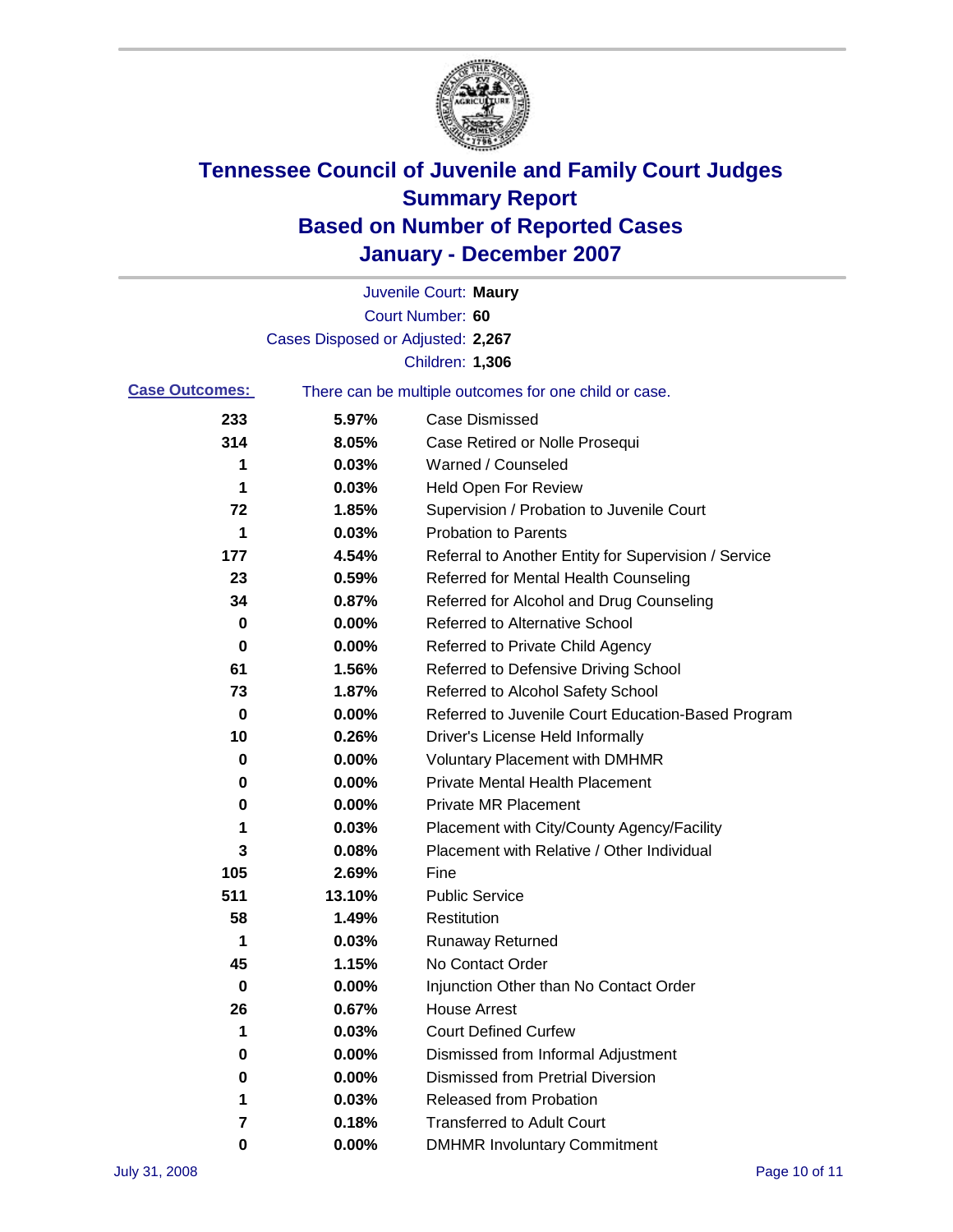# Tennessee Council of Juvenile and Family Court Judges
## Summary Report
## Based on Number of Reported Cases
## January - December 2007

Juvenile Court: **Maury**
Court Number: **60**
Cases Disposed or Adjusted: **2,267**
Children: **1,306**

**Case Outcomes:** There can be multiple outcomes for one child or case.

| | | |
|---|---|---|
| 233 | 5.97% | Case Dismissed |
| 314 | 8.05% | Case Retired or Nolle Prosequi |
| 1 | 0.03% | Warned / Counseled |
| 1 | 0.03% | Held Open For Review |
| 72 | 1.85% | Supervision / Probation to Juvenile Court |
| 1 | 0.03% | Probation to Parents |
| 177 | 4.54% | Referral to Another Entity for Supervision / Service |
| 23 | 0.59% | Referred for Mental Health Counseling |
| 34 | 0.87% | Referred for Alcohol and Drug Counseling |
| 0 | 0.00% | Referred to Alternative School |
| 0 | 0.00% | Referred to Private Child Agency |
| 61 | 1.56% | Referred to Defensive Driving School |
| 73 | 1.87% | Referred to Alcohol Safety School |
| 0 | 0.00% | Referred to Juvenile Court Education-Based Program |
| 10 | 0.26% | Driver's License Held Informally |
| 0 | 0.00% | Voluntary Placement with DMHMR |
| 0 | 0.00% | Private Mental Health Placement |
| 0 | 0.00% | Private MR Placement |
| 1 | 0.03% | Placement with City/County Agency/Facility |
| 3 | 0.08% | Placement with Relative / Other Individual |
| 105 | 2.69% | Fine |
| 511 | 13.10% | Public Service |
| 58 | 1.49% | Restitution |
| 1 | 0.03% | Runaway Returned |
| 45 | 1.15% | No Contact Order |
| 0 | 0.00% | Injunction Other than No Contact Order |
| 26 | 0.67% | House Arrest |
| 1 | 0.03% | Court Defined Curfew |
| 0 | 0.00% | Dismissed from Informal Adjustment |
| 0 | 0.00% | Dismissed from Pretrial Diversion |
| 1 | 0.03% | Released from Probation |
| 7 | 0.18% | Transferred to Adult Court |
| 0 | 0.00% | DMHMR Involuntary Commitment |

July 31, 2008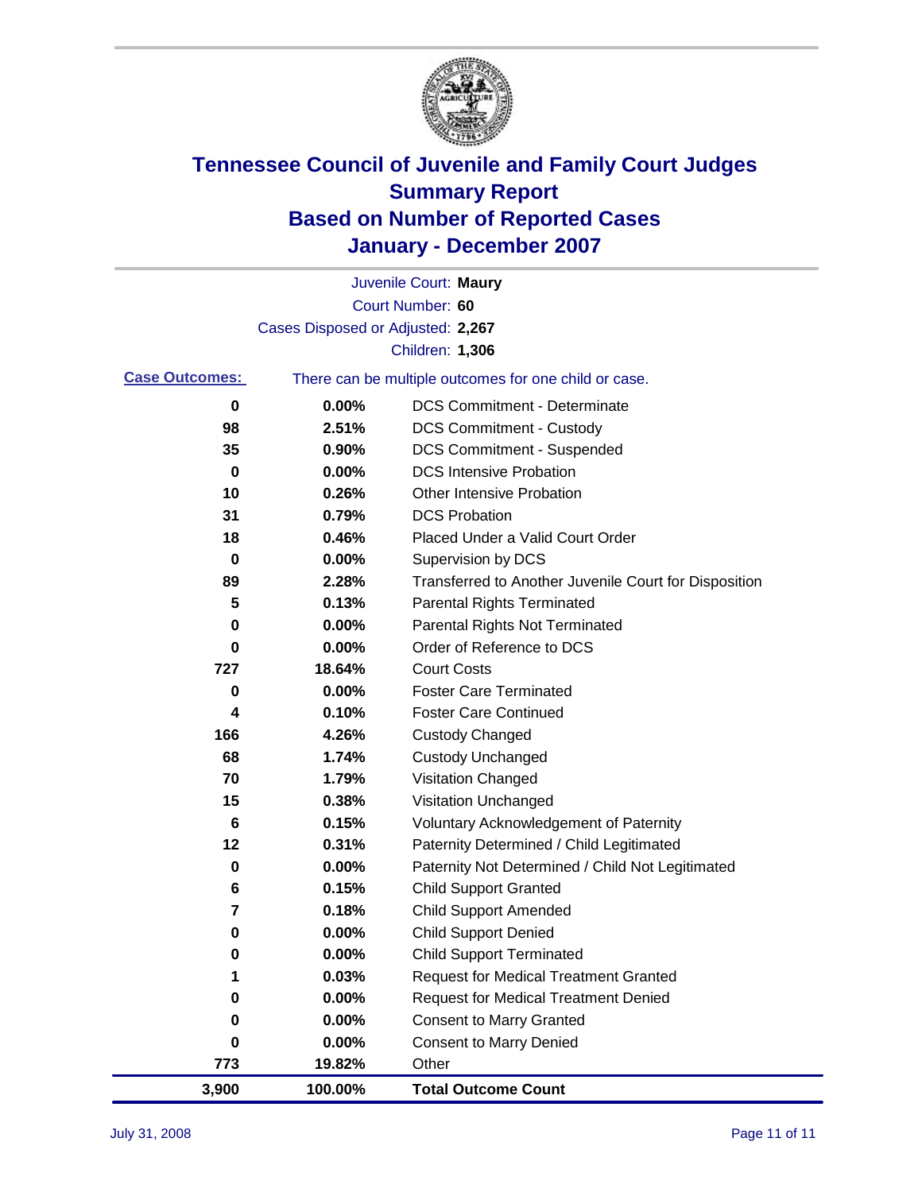# Tennessee Council of Juvenile and Family Court Judges
## Summary Report
## Based on Number of Reported Cases
## January - December 2007

Juvenile Court: **Maury**

Court Number: **60**

Cases Disposed or Adjusted: **2,267**

Children: **1,306**

**Case Outcomes:** There can be multiple outcomes for one child or case.

| | | |
|---|---|---|
| 0 | 0.00% | DCS Commitment - Determinate |
| 98 | 2.51% | DCS Commitment - Custody |
| 35 | 0.90% | DCS Commitment - Suspended |
| 0 | 0.00% | DCS Intensive Probation |
| 10 | 0.26% | Other Intensive Probation |
| 31 | 0.79% | DCS Probation |
| 18 | 0.46% | Placed Under a Valid Court Order |
| 0 | 0.00% | Supervision by DCS |
| 89 | 2.28% | Transferred to Another Juvenile Court for Disposition |
| 5 | 0.13% | Parental Rights Terminated |
| 0 | 0.00% | Parental Rights Not Terminated |
| 0 | 0.00% | Order of Reference to DCS |
| 727 | 18.64% | Court Costs |
| 0 | 0.00% | Foster Care Terminated |
| 4 | 0.10% | Foster Care Continued |
| 166 | 4.26% | Custody Changed |
| 68 | 1.74% | Custody Unchanged |
| 70 | 1.79% | Visitation Changed |
| 15 | 0.38% | Visitation Unchanged |
| 6 | 0.15% | Voluntary Acknowledgement of Paternity |
| 12 | 0.31% | Paternity Determined / Child Legitimated |
| 0 | 0.00% | Paternity Not Determined / Child Not Legitimated |
| 6 | 0.15% | Child Support Granted |
| 7 | 0.18% | Child Support Amended |
| 0 | 0.00% | Child Support Denied |
| 0 | 0.00% | Child Support Terminated |
| 1 | 0.03% | Request for Medical Treatment Granted |
| 0 | 0.00% | Request for Medical Treatment Denied |
| 0 | 0.00% | Consent to Marry Granted |
| 0 | 0.00% | Consent to Marry Denied |
| 773 | 19.82% | Other |
| **3,900** | **100.00%** | **Total Outcome Count** |

July 31, 2008